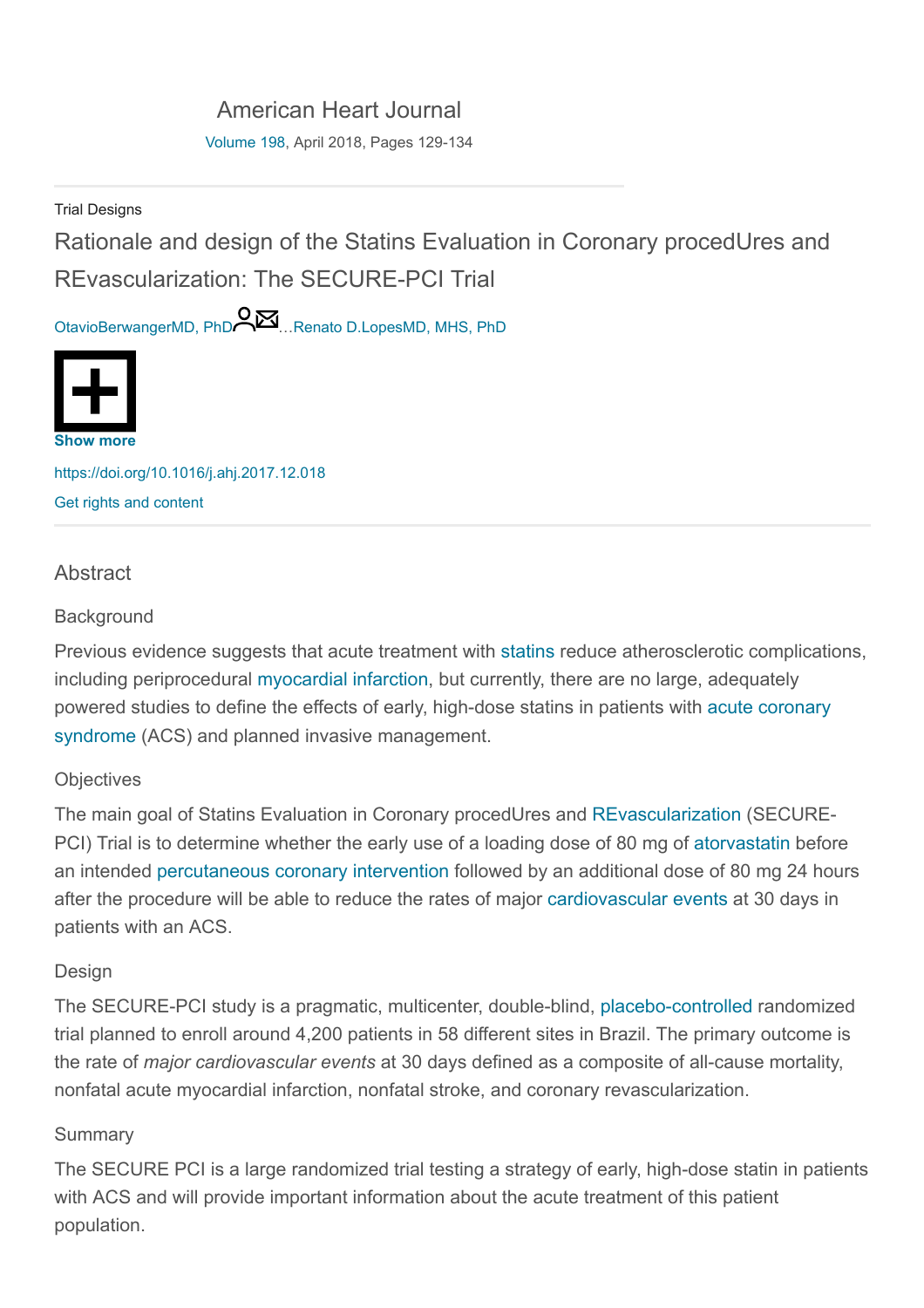American Heart Journal

Volume 198, April 2018, Pages 129-134

Trial Designs

# Rationale and design of the Statins Evaluation in Coronary procedUres and REvascularization: The SECURE-PCI Trial

OtavioBerwangerMD, PhD…Renato D.LopesMD, MHS, PhD

Show more

https://doi.org/10.1016/j.ahj.2017.12.018

Get rights and content

## Abstract

### Background

Previous evidence suggests that acute treatment with statins reduce atherosclerotic complications, including periprocedural myocardial infarction, but currently, there are no large, adequately powered studies to define the effects of early, high-dose statins in patients with acute coronary syndrome (ACS) and planned invasive management.

### Objectives

The main goal of Statins Evaluation in Coronary procedUres and REvascularization (SECURE-PCI) Trial is to determine whether the early use of a loading dose of 80 mg of atorvastatin before an intended percutaneous coronary intervention followed by an additional dose of 80 mg 24 hours after the procedure will be able to reduce the rates of major cardiovascular events at 30 days in patients with an ACS.

### Design

The SECURE-PCI study is a pragmatic, multicenter, double-blind, placebo-controlled randomized trial planned to enroll around 4,200 patients in 58 different sites in Brazil. The primary outcome is the rate of *major cardiovascular events* at 30 days defined as a composite of all-cause mortality, nonfatal acute myocardial infarction, nonfatal stroke, and coronary revascularization.

### Summary

The SECURE PCI is a large randomized trial testing a strategy of early, high-dose statin in patients with ACS and will provide important information about the acute treatment of this patient population.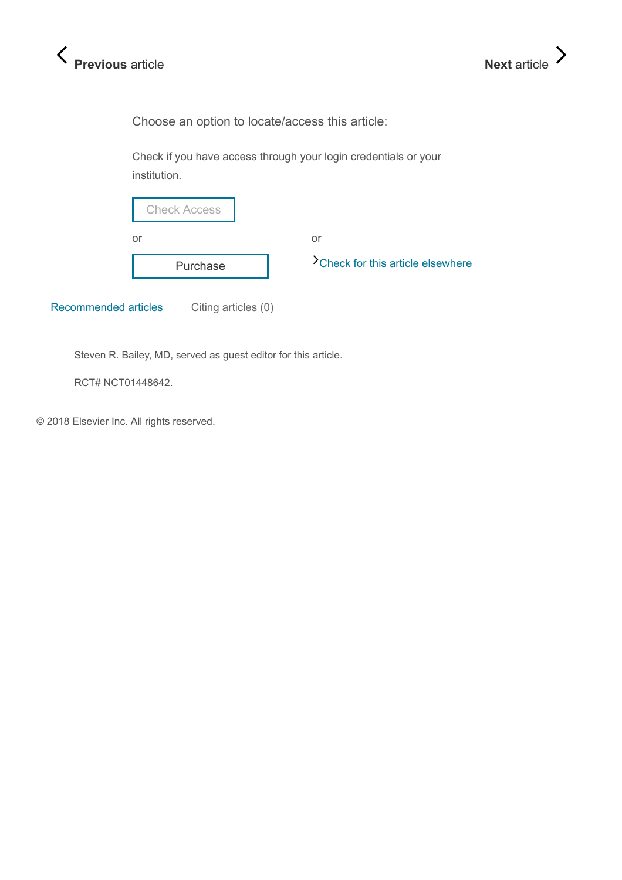Steven R. Bailey, MD, served as guest editor for this article.

RCT# NCT01448642.

© 2018 Elsevier Inc. All rights reserved.